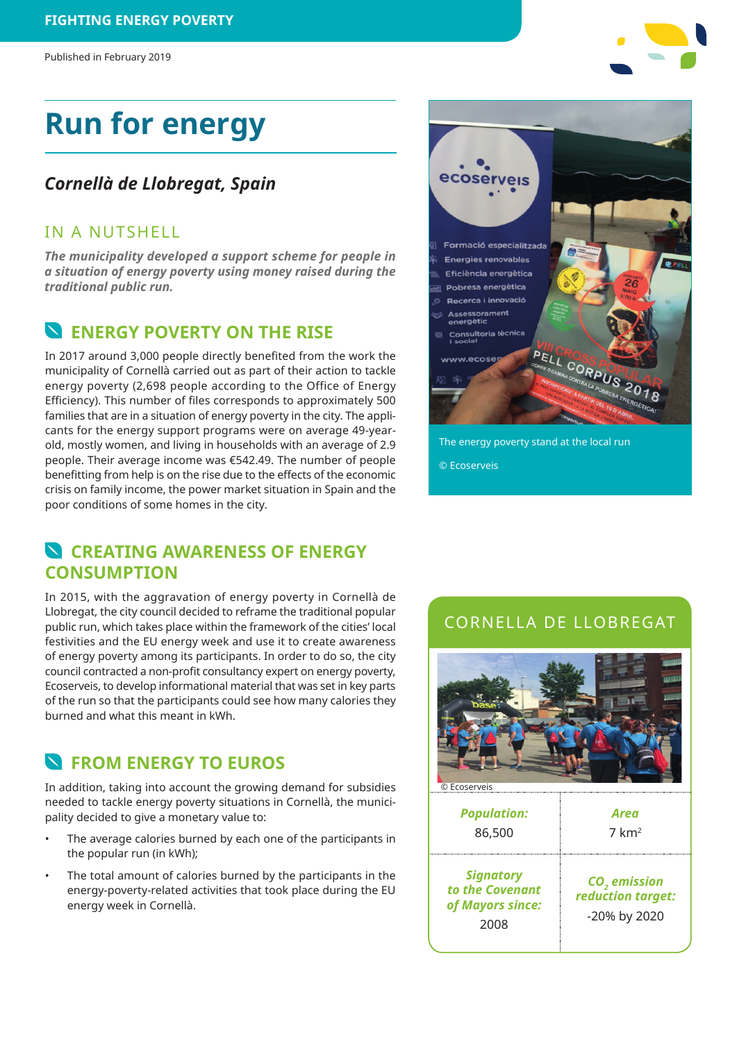FIGHTING ENERGY POVERTY

Published in February 2019

# Run for energy

## *Cornellà de Llobregat, Spain*

### IN A NUTSHELL

***The municipality developed a support scheme for people in a situation of energy poverty using money raised during the traditional public run.***

### ENERGY POVERTY ON THE RISE

In 2017 around 3,000 people directly benefited from the work the municipality of Cornellà carried out as part of their action to tackle energy poverty (2,698 people according to the Office of Energy Efficiency). This number of files corresponds to approximately 500 families that are in a situation of energy poverty in the city. The applicants for the energy support programs were on average 49-year-old, mostly women, and living in households with an average of 2.9 people. Their average income was €542.49. The number of people benefitting from help is on the rise due to the effects of the economic crisis on family income, the power market situation in Spain and the poor conditions of some homes in the city.

### CREATING AWARENESS OF ENERGY CONSUMPTION

In 2015, with the aggravation of energy poverty in Cornellà de Llobregat, the city council decided to reframe the traditional popular public run, which takes place within the framework of the cities' local festivities and the EU energy week and use it to create awareness of energy poverty among its participants. In order to do so, the city council contracted a non-profit consultancy expert on energy poverty, Ecoserveis, to develop informational material that was set in key parts of the run so that the participants could see how many calories they burned and what this meant in kWh.

### FROM ENERGY TO EUROS

In addition, taking into account the growing demand for subsidies needed to tackle energy poverty situations in Cornellà, the municipality decided to give a monetary value to:

- The average calories burned by each one of the participants in the popular run (in kWh);
- The total amount of calories burned by the participants in the energy-poverty-related activities that took place during the EU energy week in Cornellà.

The energy poverty stand at the local run

© Ecoserveis

### CORNELLA DE LLOBREGAT

© Ecoserveis

| ***Population:*** | ***Area*** |
|---|---|
| 86,500 | 7 km² |
| ***Signatory to the Covenant of Mayors since:*** | ***$CO_2$ emission reduction target:*** |
| 2008 | -20% by 2020 |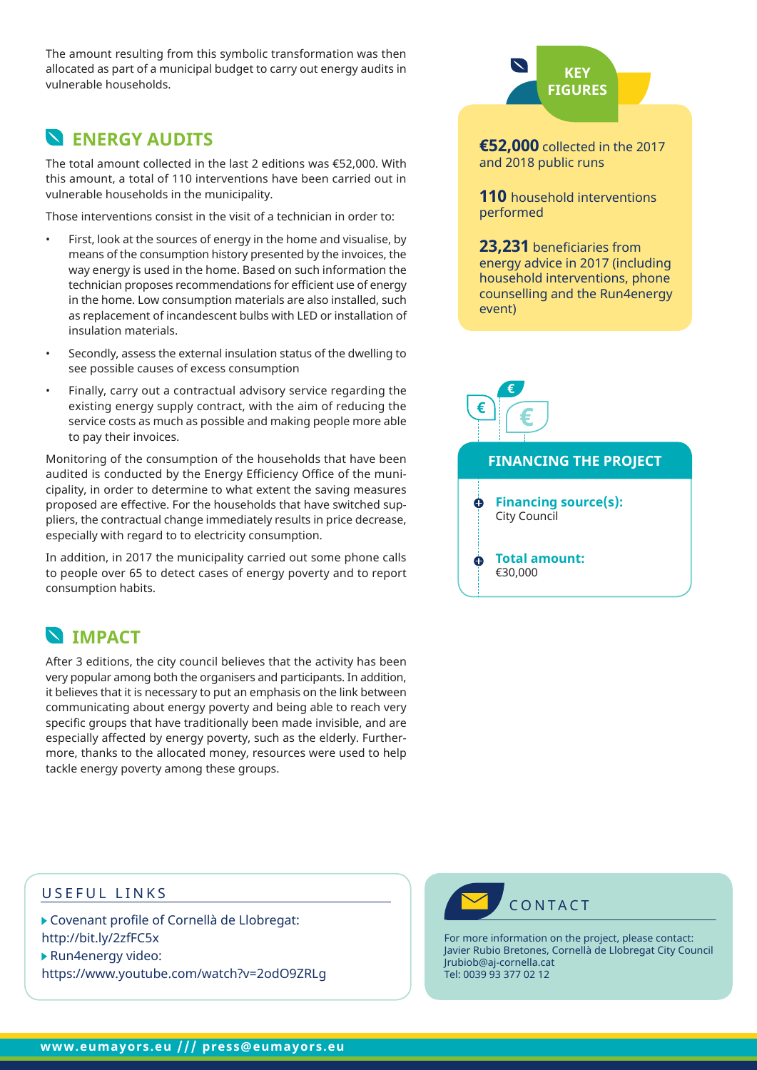The amount resulting from this symbolic transformation was then allocated as part of a municipal budget to carry out energy audits in vulnerable households.

## ENERGY AUDITS

The total amount collected in the last 2 editions was €52,000. With this amount, a total of 110 interventions have been carried out in vulnerable households in the municipality.

Those interventions consist in the visit of a technician in order to:

- First, look at the sources of energy in the home and visualise, by means of the consumption history presented by the invoices, the way energy is used in the home. Based on such information the technician proposes recommendations for efficient use of energy in the home. Low consumption materials are also installed, such as replacement of incandescent bulbs with LED or installation of insulation materials.
- Secondly, assess the external insulation status of the dwelling to see possible causes of excess consumption
- Finally, carry out a contractual advisory service regarding the existing energy supply contract, with the aim of reducing the service costs as much as possible and making people more able to pay their invoices.

Monitoring of the consumption of the households that have been audited is conducted by the Energy Efficiency Office of the municipality, in order to determine to what extent the saving measures proposed are effective. For the households that have switched suppliers, the contractual change immediately results in price decrease, especially with regard to to electricity consumption.

In addition, in 2017 the municipality carried out some phone calls to people over 65 to detect cases of energy poverty and to report consumption habits.

## IMPACT

After 3 editions, the city council believes that the activity has been very popular among both the organisers and participants. In addition, it believes that it is necessary to put an emphasis on the link between communicating about energy poverty and being able to reach very specific groups that have traditionally been made invisible, and are especially affected by energy poverty, such as the elderly. Furthermore, thanks to the allocated money, resources were used to help tackle energy poverty among these groups.

## KEY FIGURES

**€52,000** collected in the 2017 and 2018 public runs

**110** household interventions performed

**23,231** beneficiaries from energy advice in 2017 (including household interventions, phone counselling and the Run4energy event)

## FINANCING THE PROJECT

- **Financing source(s):** City Council
- **Total amount:** €30,000

## USEFUL LINKS

- Covenant profile of Cornellà de Llobregat: http://bit.ly/2zfFC5x
- Run4energy video: https://www.youtube.com/watch?v=2odO9ZRLg

## CONTACT

For more information on the project, please contact:
Javier Rubio Bretones, Cornellà de Llobregat City Council
Jrubiob@aj-cornella.cat
Tel: 0039 93 377 02 12

**www.eumayors.eu /// press@eumayors.eu**